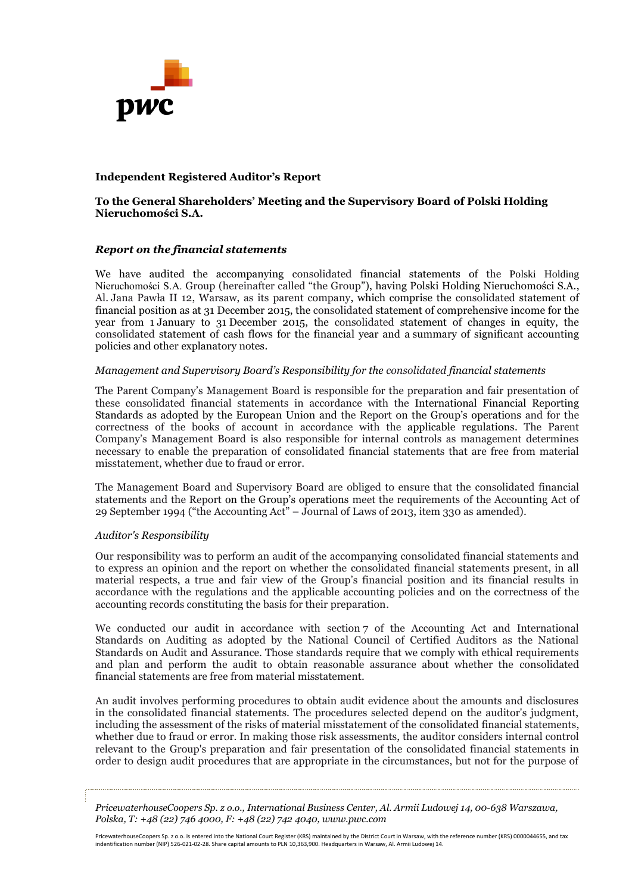**Independent Registered Auditor's Report**

**To the General Shareholders' Meeting and the Supervisory Board of Polski Holding Nieruchomości S.A.**

***Report on the financial statements***

We have audited the accompanying consolidated financial statements of the Polski Holding Nieruchomości S.A. Group (hereinafter called "the Group"), having Polski Holding Nieruchomości S.A., Al. Jana Pawła II 12, Warsaw, as its parent company, which comprise the consolidated statement of financial position as at 31 December 2015, the consolidated statement of comprehensive income for the year from 1 January to 31 December 2015, the consolidated statement of changes in equity, the consolidated statement of cash flows for the financial year and a summary of significant accounting policies and other explanatory notes.

*Management and Supervisory Board's Responsibility for the consolidated financial statements*

The Parent Company's Management Board is responsible for the preparation and fair presentation of these consolidated financial statements in accordance with the International Financial Reporting Standards as adopted by the European Union and the Report on the Group's operations and for the correctness of the books of account in accordance with the applicable regulations. The Parent Company's Management Board is also responsible for internal controls as management determines necessary to enable the preparation of consolidated financial statements that are free from material misstatement, whether due to fraud or error.

The Management Board and Supervisory Board are obliged to ensure that the consolidated financial statements and the Report on the Group's operations meet the requirements of the Accounting Act of 29 September 1994 ("the Accounting Act" – Journal of Laws of 2013, item 330 as amended).

*Auditor's Responsibility*

Our responsibility was to perform an audit of the accompanying consolidated financial statements and to express an opinion and the report on whether the consolidated financial statements present, in all material respects, a true and fair view of the Group's financial position and its financial results in accordance with the regulations and the applicable accounting policies and on the correctness of the accounting records constituting the basis for their preparation.

We conducted our audit in accordance with section 7 of the Accounting Act and International Standards on Auditing as adopted by the National Council of Certified Auditors as the National Standards on Audit and Assurance. Those standards require that we comply with ethical requirements and plan and perform the audit to obtain reasonable assurance about whether the consolidated financial statements are free from material misstatement.

An audit involves performing procedures to obtain audit evidence about the amounts and disclosures in the consolidated financial statements. The procedures selected depend on the auditor's judgment, including the assessment of the risks of material misstatement of the consolidated financial statements, whether due to fraud or error. In making those risk assessments, the auditor considers internal control relevant to the Group's preparation and fair presentation of the consolidated financial statements in order to design audit procedures that are appropriate in the circumstances, but not for the purpose of

*PricewaterhouseCoopers Sp. z o.o., International Business Center, Al. Armii Ludowej 14, 00-638 Warszawa, Polska, T: +48 (22) 746 4000, F: +48 (22) 742 4040, www.pwc.com*

PricewaterhouseCoopers Sp. z o.o. is entered into the National Court Register (KRS) maintained by the District Court in Warsaw, with the reference number (KRS) 0000044655, and tax indentification number (NIP) 526-021-02-28. Share capital amounts to PLN 10,363,900. Headquarters in Warsaw, Al. Armii Ludowej 14.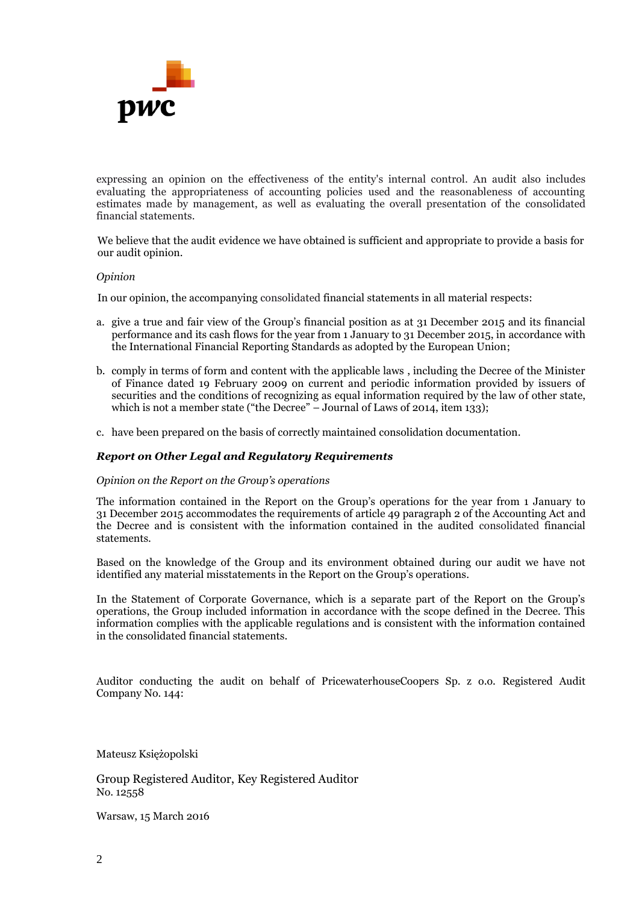expressing an opinion on the effectiveness of the entity's internal control. An audit also includes evaluating the appropriateness of accounting policies used and the reasonableness of accounting estimates made by management, as well as evaluating the overall presentation of the consolidated financial statements.

We believe that the audit evidence we have obtained is sufficient and appropriate to provide a basis for our audit opinion.

*Opinion*

In our opinion, the accompanying consolidated financial statements in all material respects:

a. give a true and fair view of the Group's financial position as at 31 December 2015 and its financial performance and its cash flows for the year from 1 January to 31 December 2015, in accordance with the International Financial Reporting Standards as adopted by the European Union;

b. comply in terms of form and content with the applicable laws , including the Decree of the Minister of Finance dated 19 February 2009 on current and periodic information provided by issuers of securities and the conditions of recognizing as equal information required by the law of other state, which is not a member state ("the Decree" – Journal of Laws of 2014, item 133);

c. have been prepared on the basis of correctly maintained consolidation documentation.

***Report on Other Legal and Regulatory Requirements***

*Opinion on the Report on the Group's operations*

The information contained in the Report on the Group's operations for the year from 1 January to 31 December 2015 accommodates the requirements of article 49 paragraph 2 of the Accounting Act and the Decree and is consistent with the information contained in the audited consolidated financial statements.

Based on the knowledge of the Group and its environment obtained during our audit we have not identified any material misstatements in the Report on the Group's operations.

In the Statement of Corporate Governance, which is a separate part of the Report on the Group's operations, the Group included information in accordance with the scope defined in the Decree. This information complies with the applicable regulations and is consistent with the information contained in the consolidated financial statements.

Auditor conducting the audit on behalf of PricewaterhouseCoopers Sp. z o.o. Registered Audit Company No. 144:

Mateusz Księżopolski

Group Registered Auditor, Key Registered Auditor
No. 12558

Warsaw, 15 March 2016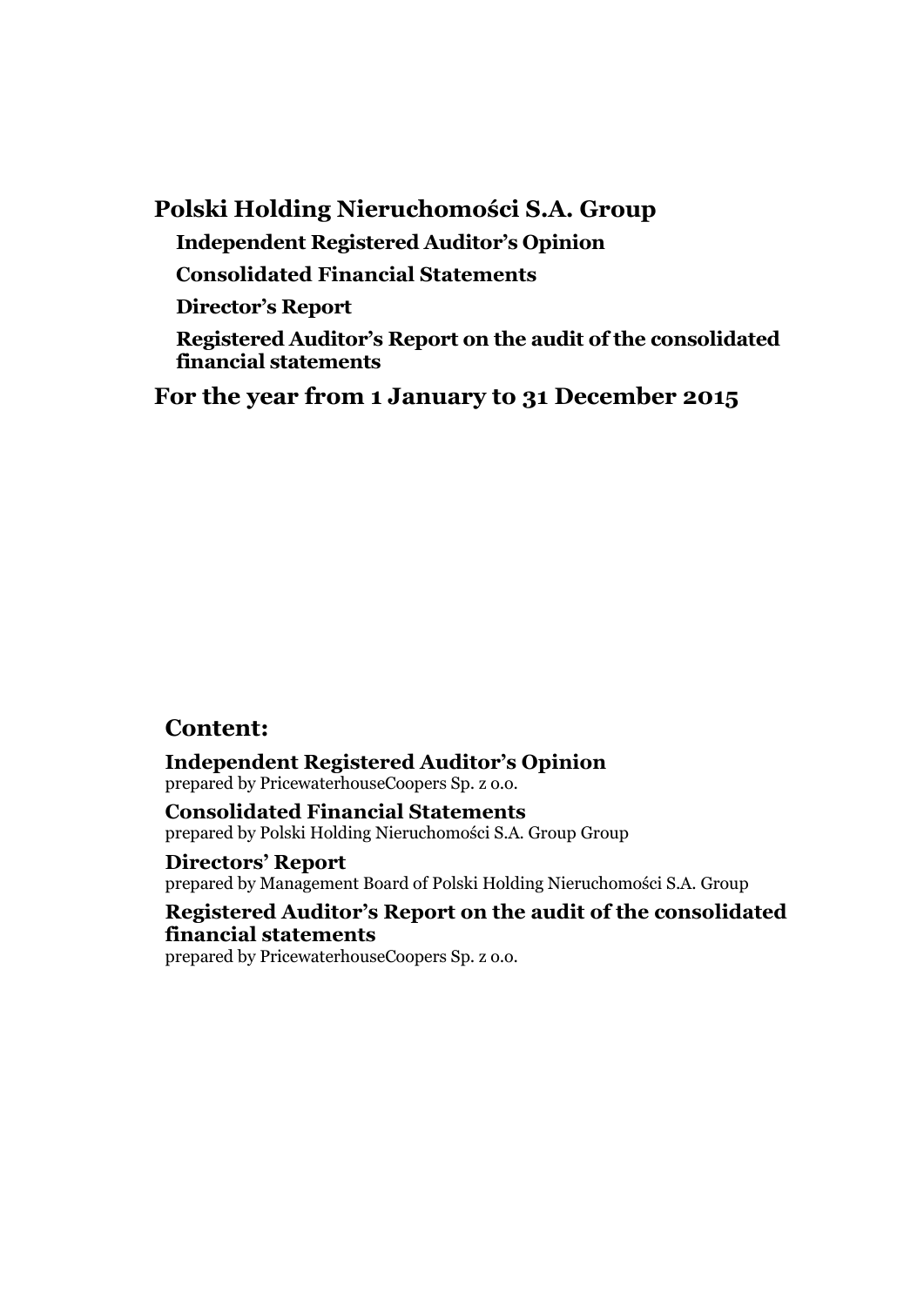# Polski Holding Nieruchomości S.A. Group

**Independent Registered Auditor's Opinion**

**Consolidated Financial Statements**

**Director's Report**

**Registered Auditor's Report on the audit of the consolidated financial statements**

## For the year from 1 January to 31 December 2015

## Content:

**Independent Registered Auditor's Opinion**
prepared by PricewaterhouseCoopers Sp. z o.o.

**Consolidated Financial Statements**
prepared by Polski Holding Nieruchomości S.A. Group Group

**Directors' Report**
prepared by Management Board of Polski Holding Nieruchomości S.A. Group

**Registered Auditor's Report on the audit of the consolidated financial statements**
prepared by PricewaterhouseCoopers Sp. z o.o.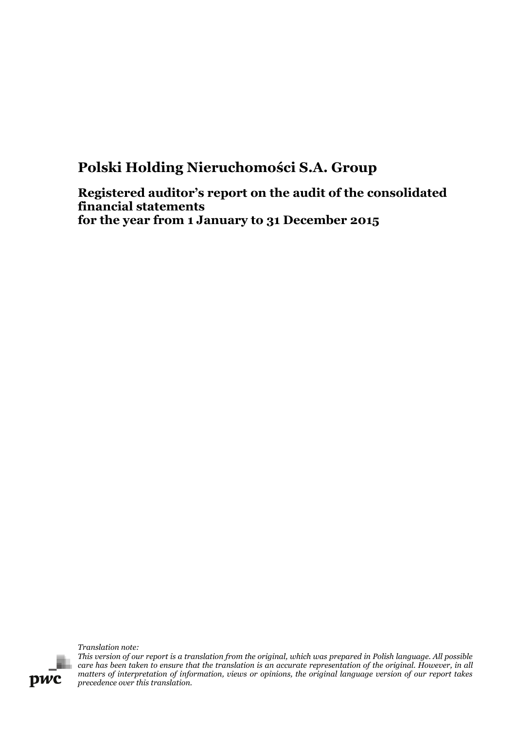# Polski Holding Nieruchomości S.A. Group

## Registered auditor's report on the audit of the consolidated financial statements for the year from 1 January to 31 December 2015

*Translation note:*
*This version of our report is a translation from the original, which was prepared in Polish language. All possible care has been taken to ensure that the translation is an accurate representation of the original. However, in all matters of interpretation of information, views or opinions, the original language version of our report takes precedence over this translation.*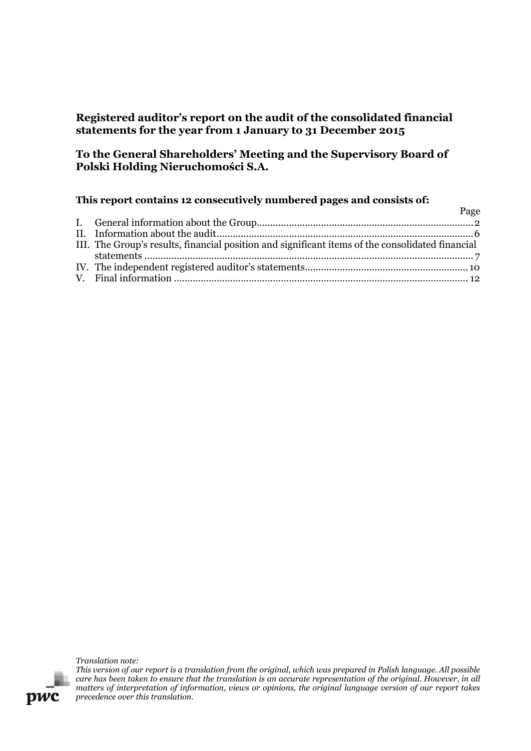**Registered auditor's report on the audit of the consolidated financial statements for the year from 1 January to 31 December 2015**

**To the General Shareholders' Meeting and the Supervisory Board of Polski Holding Nieruchomości S.A.**

**This report contains 12 consecutively numbered pages and consists of:**

| | | Page |
|---|---|---|
| I. | General information about the Group | 2 |
| II. | Information about the audit | 6 |
| III. | The Group's results, financial position and significant items of the consolidated financial statements | 7 |
| IV. | The independent registered auditor's statements | 10 |
| V. | Final information | 12 |

*Translation note:*
*This version of our report is a translation from the original, which was prepared in Polish language. All possible care has been taken to ensure that the translation is an accurate representation of the original. However, in all matters of interpretation of information, views or opinions, the original language version of our report takes precedence over this translation.*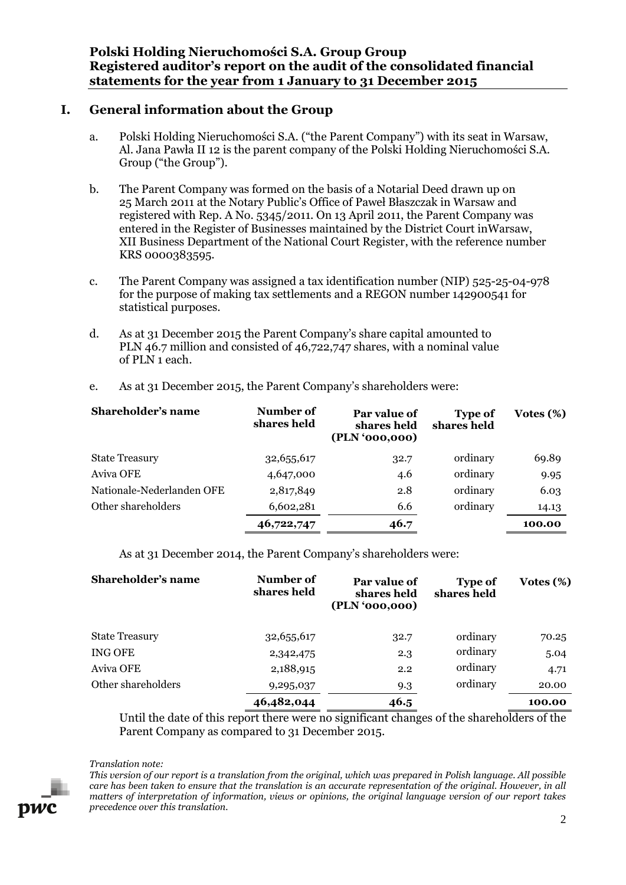## I. General information about the Group

a. Polski Holding Nieruchomości S.A. ("the Parent Company") with its seat in Warsaw, Al. Jana Pawła II 12 is the parent company of the Polski Holding Nieruchomości S.A. Group ("the Group").

b. The Parent Company was formed on the basis of a Notarial Deed drawn up on 25 March 2011 at the Notary Public's Office of Paweł Błaszczak in Warsaw and registered with Rep. A No. 5345/2011. On 13 April 2011, the Parent Company was entered in the Register of Businesses maintained by the District Court inWarsaw, XII Business Department of the National Court Register, with the reference number KRS 0000383595.

c. The Parent Company was assigned a tax identification number (NIP) 525-25-04-978 for the purpose of making tax settlements and a REGON number 142900541 for statistical purposes.

d. As at 31 December 2015 the Parent Company's share capital amounted to PLN 46.7 million and consisted of 46,722,747 shares, with a nominal value of PLN 1 each.

e. As at 31 December 2015, the Parent Company's shareholders were:

| Shareholder's name | Number of shares held | Par value of shares held (PLN '000,000) | Type of shares held | Votes (%) |
|---|---|---|---|---|
| State Treasury | 32,655,617 | 32.7 | ordinary | 69.89 |
| Aviva OFE | 4,647,000 | 4.6 | ordinary | 9.95 |
| Nationale-Nederlanden OFE | 2,817,849 | 2.8 | ordinary | 6.03 |
| Other shareholders | 6,602,281 | 6.6 | ordinary | 14.13 |
| | **46,722,747** | **46.7** | | **100.00** |

As at 31 December 2014, the Parent Company's shareholders were:

| Shareholder's name | Number of shares held | Par value of shares held (PLN '000,000) | Type of shares held | Votes (%) |
|---|---|---|---|---|
| State Treasury | 32,655,617 | 32.7 | ordinary | 70.25 |
| ING OFE | 2,342,475 | 2.3 | ordinary | 5.04 |
| Aviva OFE | 2,188,915 | 2.2 | ordinary | 4.71 |
| Other shareholders | 9,295,037 | 9.3 | ordinary | 20.00 |
| | **46,482,044** | **46.5** | | **100.00** |

Until the date of this report there were no significant changes of the shareholders of the Parent Company as compared to 31 December 2015.

*Translation note:*
*This version of our report is a translation from the original, which was prepared in Polish language. All possible care has been taken to ensure that the translation is an accurate representation of the original. However, in all matters of interpretation of information, views or opinions, the original language version of our report takes precedence over this translation.*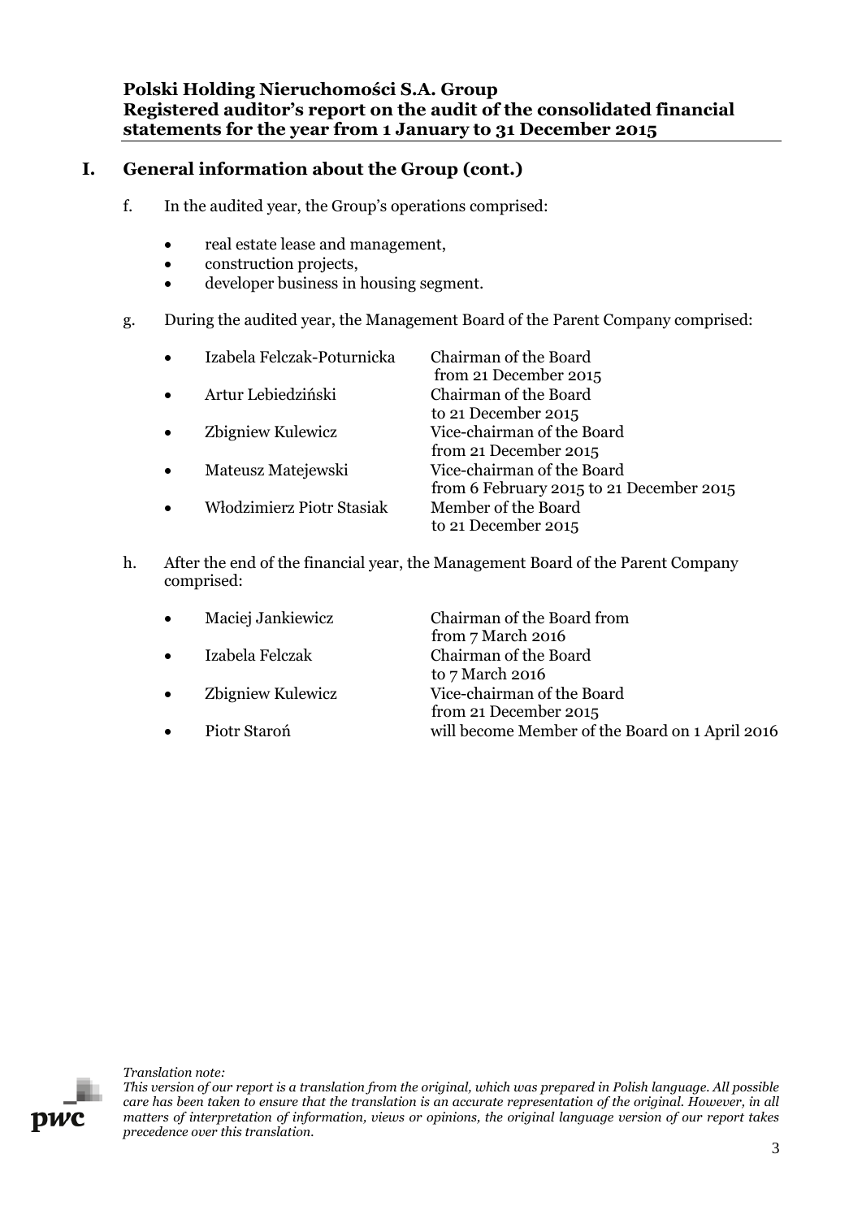## I. General information about the Group (cont.)

f. In the audited year, the Group's operations comprised:

- real estate lease and management,
- construction projects,
- developer business in housing segment.

g. During the audited year, the Management Board of the Parent Company comprised:

- Izabela Felczak-Poturnicka — Chairman of the Board from 21 December 2015
- Artur Lebiedziński — Chairman of the Board to 21 December 2015
- Zbigniew Kulewicz — Vice-chairman of the Board from 21 December 2015
- Mateusz Matejewski — Vice-chairman of the Board from 6 February 2015 to 21 December 2015
- Włodzimierz Piotr Stasiak — Member of the Board to 21 December 2015

h. After the end of the financial year, the Management Board of the Parent Company comprised:

- Maciej Jankiewicz — Chairman of the Board from from 7 March 2016
- Izabela Felczak — Chairman of the Board to 7 March 2016
- Zbigniew Kulewicz — Vice-chairman of the Board from 21 December 2015
- Piotr Staroń — will become Member of the Board on 1 April 2016

*Translation note:*
*This version of our report is a translation from the original, which was prepared in Polish language. All possible care has been taken to ensure that the translation is an accurate representation of the original. However, in all matters of interpretation of information, views or opinions, the original language version of our report takes precedence over this translation.*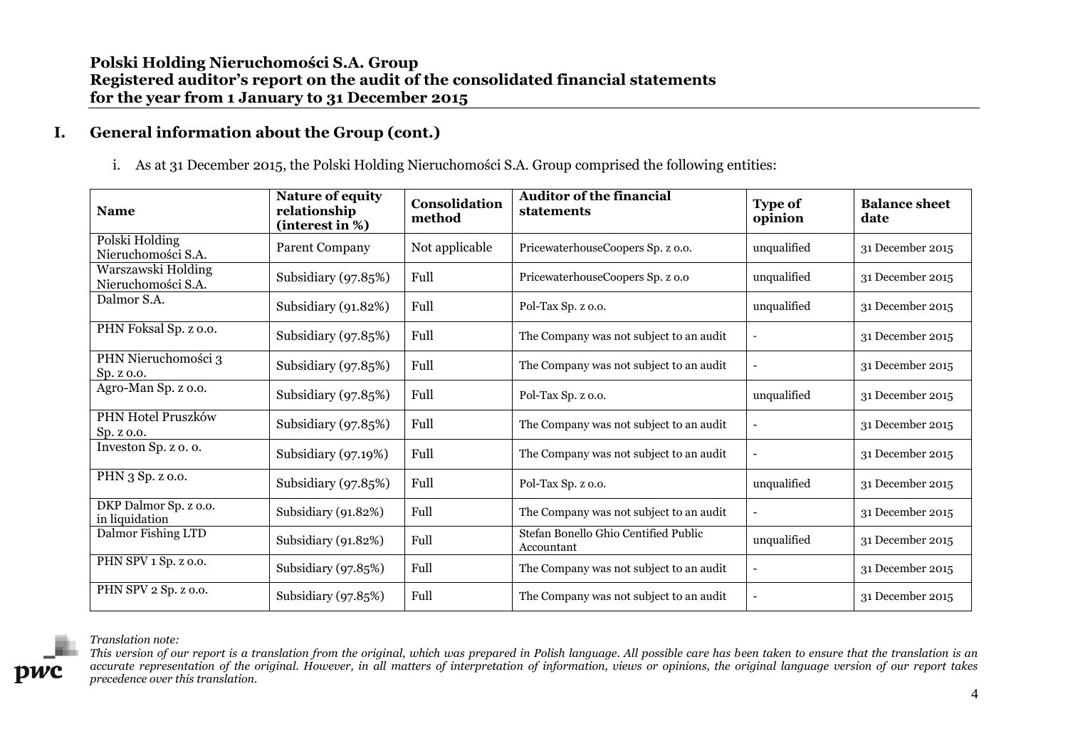## I. General information about the Group (cont.)

i. As at 31 December 2015, the Polski Holding Nieruchomości S.A. Group comprised the following entities:

| Name | Nature of equity relationship (interest in %) | Consolidation method | Auditor of the financial statements | Type of opinion | Balance sheet date |
|---|---|---|---|---|---|
| Polski Holding Nieruchomości S.A. | Parent Company | Not applicable | PricewaterhouseCoopers Sp. z o.o. | unqualified | 31 December 2015 |
| Warszawski Holding Nieruchomości S.A. | Subsidiary (97.85%) | Full | PricewaterhouseCoopers Sp. z o.o | unqualified | 31 December 2015 |
| Dalmor S.A. | Subsidiary (91.82%) | Full | Pol-Tax Sp. z o.o. | unqualified | 31 December 2015 |
| PHN Foksal Sp. z o.o. | Subsidiary (97.85%) | Full | The Company was not subject to an audit | - | 31 December 2015 |
| PHN Nieruchomości 3 Sp. z o.o. | Subsidiary (97.85%) | Full | The Company was not subject to an audit | - | 31 December 2015 |
| Agro-Man Sp. z o.o. | Subsidiary (97.85%) | Full | Pol-Tax Sp. z o.o. | unqualified | 31 December 2015 |
| PHN Hotel Pruszków Sp. z o.o. | Subsidiary (97.85%) | Full | The Company was not subject to an audit | - | 31 December 2015 |
| Investon Sp. z o. o. | Subsidiary (97.19%) | Full | The Company was not subject to an audit | - | 31 December 2015 |
| PHN 3 Sp. z o.o. | Subsidiary (97.85%) | Full | Pol-Tax Sp. z o.o. | unqualified | 31 December 2015 |
| DKP Dalmor Sp. z o.o. in liquidation | Subsidiary (91.82%) | Full | The Company was not subject to an audit | - | 31 December 2015 |
| Dalmor Fishing LTD | Subsidiary (91.82%) | Full | Stefan Bonello Ghio Centified Public Accountant | unqualified | 31 December 2015 |
| PHN SPV 1 Sp. z o.o. | Subsidiary (97.85%) | Full | The Company was not subject to an audit | - | 31 December 2015 |
| PHN SPV 2 Sp. z o.o. | Subsidiary (97.85%) | Full | The Company was not subject to an audit | - | 31 December 2015 |

*Translation note:*
*This version of our report is a translation from the original, which was prepared in Polish language. All possible care has been taken to ensure that the translation is an accurate representation of the original. However, in all matters of interpretation of information, views or opinions, the original language version of our report takes precedence over this translation.*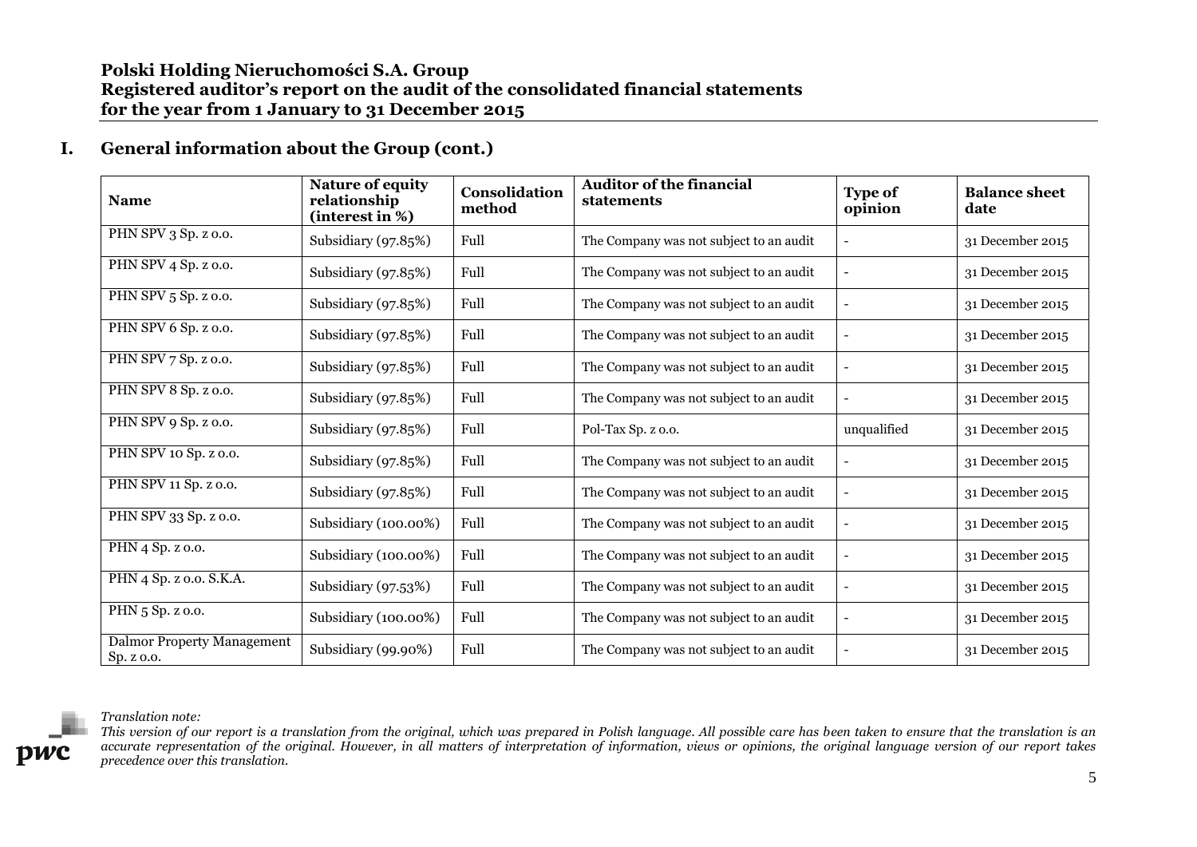## I. General information about the Group (cont.)

| Name | Nature of equity relationship (interest in %) | Consolidation method | Auditor of the financial statements | Type of opinion | Balance sheet date |
|---|---|---|---|---|---|
| PHN SPV 3 Sp. z o.o. | Subsidiary (97.85%) | Full | The Company was not subject to an audit | - | 31 December 2015 |
| PHN SPV 4 Sp. z o.o. | Subsidiary (97.85%) | Full | The Company was not subject to an audit | - | 31 December 2015 |
| PHN SPV 5 Sp. z o.o. | Subsidiary (97.85%) | Full | The Company was not subject to an audit | - | 31 December 2015 |
| PHN SPV 6 Sp. z o.o. | Subsidiary (97.85%) | Full | The Company was not subject to an audit | - | 31 December 2015 |
| PHN SPV 7 Sp. z o.o. | Subsidiary (97.85%) | Full | The Company was not subject to an audit | - | 31 December 2015 |
| PHN SPV 8 Sp. z o.o. | Subsidiary (97.85%) | Full | The Company was not subject to an audit | - | 31 December 2015 |
| PHN SPV 9 Sp. z o.o. | Subsidiary (97.85%) | Full | Pol-Tax Sp. z o.o. | unqualified | 31 December 2015 |
| PHN SPV 10 Sp. z o.o. | Subsidiary (97.85%) | Full | The Company was not subject to an audit | - | 31 December 2015 |
| PHN SPV 11 Sp. z o.o. | Subsidiary (97.85%) | Full | The Company was not subject to an audit | - | 31 December 2015 |
| PHN SPV 33 Sp. z o.o. | Subsidiary (100.00%) | Full | The Company was not subject to an audit | - | 31 December 2015 |
| PHN 4 Sp. z o.o. | Subsidiary (100.00%) | Full | The Company was not subject to an audit | - | 31 December 2015 |
| PHN 4 Sp. z o.o. S.K.A. | Subsidiary (97.53%) | Full | The Company was not subject to an audit | - | 31 December 2015 |
| PHN 5 Sp. z o.o. | Subsidiary (100.00%) | Full | The Company was not subject to an audit | - | 31 December 2015 |
| Dalmor Property Management Sp. z o.o. | Subsidiary (99.90%) | Full | The Company was not subject to an audit | - | 31 December 2015 |

*Translation note:*
*This version of our report is a translation from the original, which was prepared in Polish language. All possible care has been taken to ensure that the translation is an accurate representation of the original. However, in all matters of interpretation of information, views or opinions, the original language version of our report takes precedence over this translation.*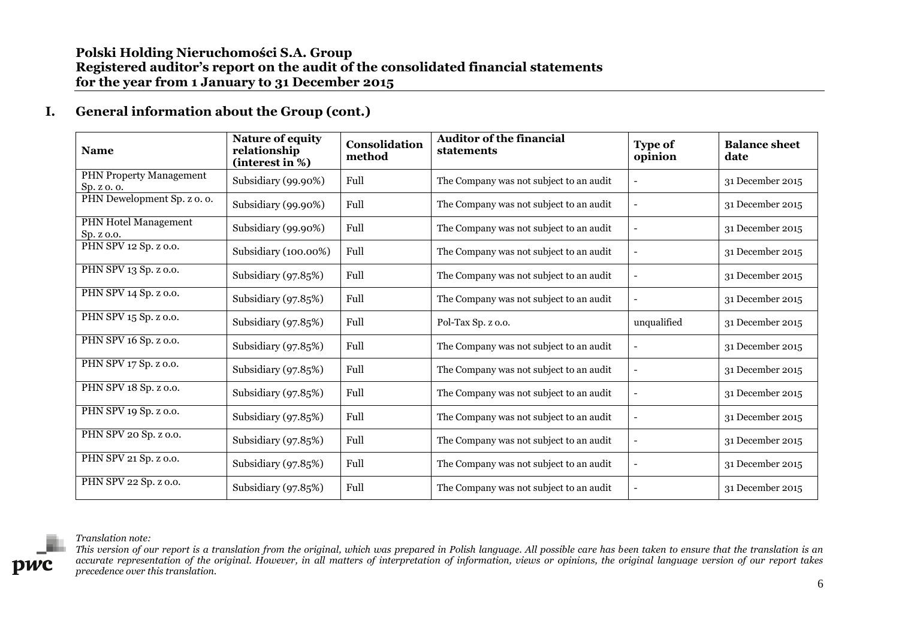## I. General information about the Group (cont.)

| Name | Nature of equity relationship (interest in %) | Consolidation method | Auditor of the financial statements | Type of opinion | Balance sheet date |
|---|---|---|---|---|---|
| PHN Property Management Sp. z o. o. | Subsidiary (99.90%) | Full | The Company was not subject to an audit | - | 31 December 2015 |
| PHN Dewelopment Sp. z o. o. | Subsidiary (99.90%) | Full | The Company was not subject to an audit | - | 31 December 2015 |
| PHN Hotel Management Sp. z o.o. | Subsidiary (99.90%) | Full | The Company was not subject to an audit | - | 31 December 2015 |
| PHN SPV 12 Sp. z o.o. | Subsidiary (100.00%) | Full | The Company was not subject to an audit | - | 31 December 2015 |
| PHN SPV 13 Sp. z o.o. | Subsidiary (97.85%) | Full | The Company was not subject to an audit | - | 31 December 2015 |
| PHN SPV 14 Sp. z o.o. | Subsidiary (97.85%) | Full | The Company was not subject to an audit | - | 31 December 2015 |
| PHN SPV 15 Sp. z o.o. | Subsidiary (97.85%) | Full | Pol-Tax Sp. z o.o. | unqualified | 31 December 2015 |
| PHN SPV 16 Sp. z o.o. | Subsidiary (97.85%) | Full | The Company was not subject to an audit | - | 31 December 2015 |
| PHN SPV 17 Sp. z o.o. | Subsidiary (97.85%) | Full | The Company was not subject to an audit | - | 31 December 2015 |
| PHN SPV 18 Sp. z o.o. | Subsidiary (97.85%) | Full | The Company was not subject to an audit | - | 31 December 2015 |
| PHN SPV 19 Sp. z o.o. | Subsidiary (97.85%) | Full | The Company was not subject to an audit | - | 31 December 2015 |
| PHN SPV 20 Sp. z o.o. | Subsidiary (97.85%) | Full | The Company was not subject to an audit | - | 31 December 2015 |
| PHN SPV 21 Sp. z o.o. | Subsidiary (97.85%) | Full | The Company was not subject to an audit | - | 31 December 2015 |
| PHN SPV 22 Sp. z o.o. | Subsidiary (97.85%) | Full | The Company was not subject to an audit | - | 31 December 2015 |

*Translation note:*
*This version of our report is a translation from the original, which was prepared in Polish language. All possible care has been taken to ensure that the translation is an accurate representation of the original. However, in all matters of interpretation of information, views or opinions, the original language version of our report takes precedence over this translation.*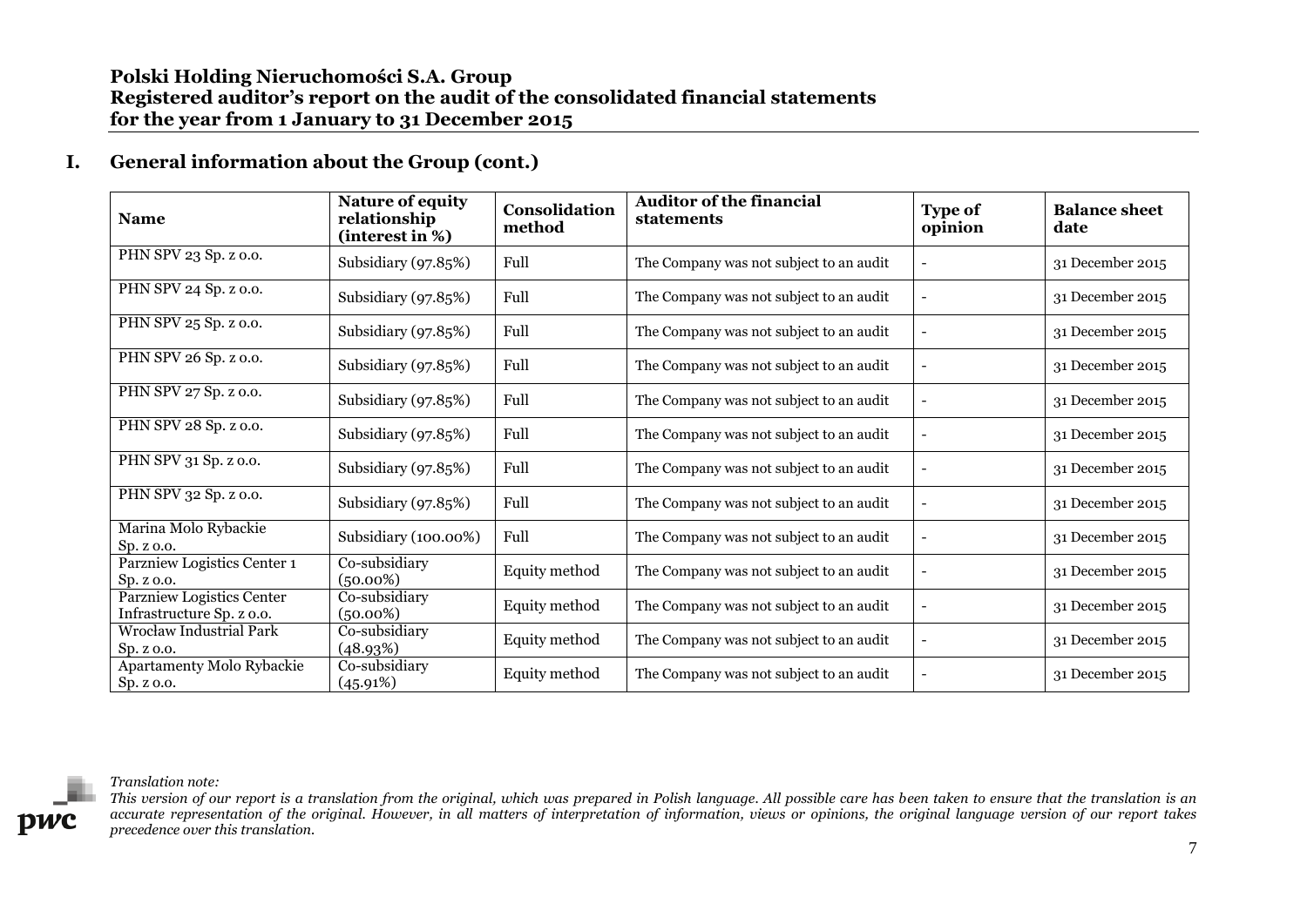## I. General information about the Group (cont.)

| Name | Nature of equity relationship (interest in %) | Consolidation method | Auditor of the financial statements | Type of opinion | Balance sheet date |
|---|---|---|---|---|---|
| PHN SPV 23 Sp. z o.o. | Subsidiary (97.85%) | Full | The Company was not subject to an audit | - | 31 December 2015 |
| PHN SPV 24 Sp. z o.o. | Subsidiary (97.85%) | Full | The Company was not subject to an audit | - | 31 December 2015 |
| PHN SPV 25 Sp. z o.o. | Subsidiary (97.85%) | Full | The Company was not subject to an audit | - | 31 December 2015 |
| PHN SPV 26 Sp. z o.o. | Subsidiary (97.85%) | Full | The Company was not subject to an audit | - | 31 December 2015 |
| PHN SPV 27 Sp. z o.o. | Subsidiary (97.85%) | Full | The Company was not subject to an audit | - | 31 December 2015 |
| PHN SPV 28 Sp. z o.o. | Subsidiary (97.85%) | Full | The Company was not subject to an audit | - | 31 December 2015 |
| PHN SPV 31 Sp. z o.o. | Subsidiary (97.85%) | Full | The Company was not subject to an audit | - | 31 December 2015 |
| PHN SPV 32 Sp. z o.o. | Subsidiary (97.85%) | Full | The Company was not subject to an audit | - | 31 December 2015 |
| Marina Molo Rybackie Sp. z o.o. | Subsidiary (100.00%) | Full | The Company was not subject to an audit | - | 31 December 2015 |
| Parzniew Logistics Center 1 Sp. z o.o. | Co-subsidiary (50.00%) | Equity method | The Company was not subject to an audit | - | 31 December 2015 |
| Parzniew Logistics Center Infrastructure Sp. z o.o. | Co-subsidiary (50.00%) | Equity method | The Company was not subject to an audit | - | 31 December 2015 |
| Wrocław Industrial Park Sp. z o.o. | Co-subsidiary (48.93%) | Equity method | The Company was not subject to an audit | - | 31 December 2015 |
| Apartamenty Molo Rybackie Sp. z o.o. | Co-subsidiary (45.91%) | Equity method | The Company was not subject to an audit | - | 31 December 2015 |

*Translation note:*
*This version of our report is a translation from the original, which was prepared in Polish language. All possible care has been taken to ensure that the translation is an accurate representation of the original. However, in all matters of interpretation of information, views or opinions, the original language version of our report takes precedence over this translation.*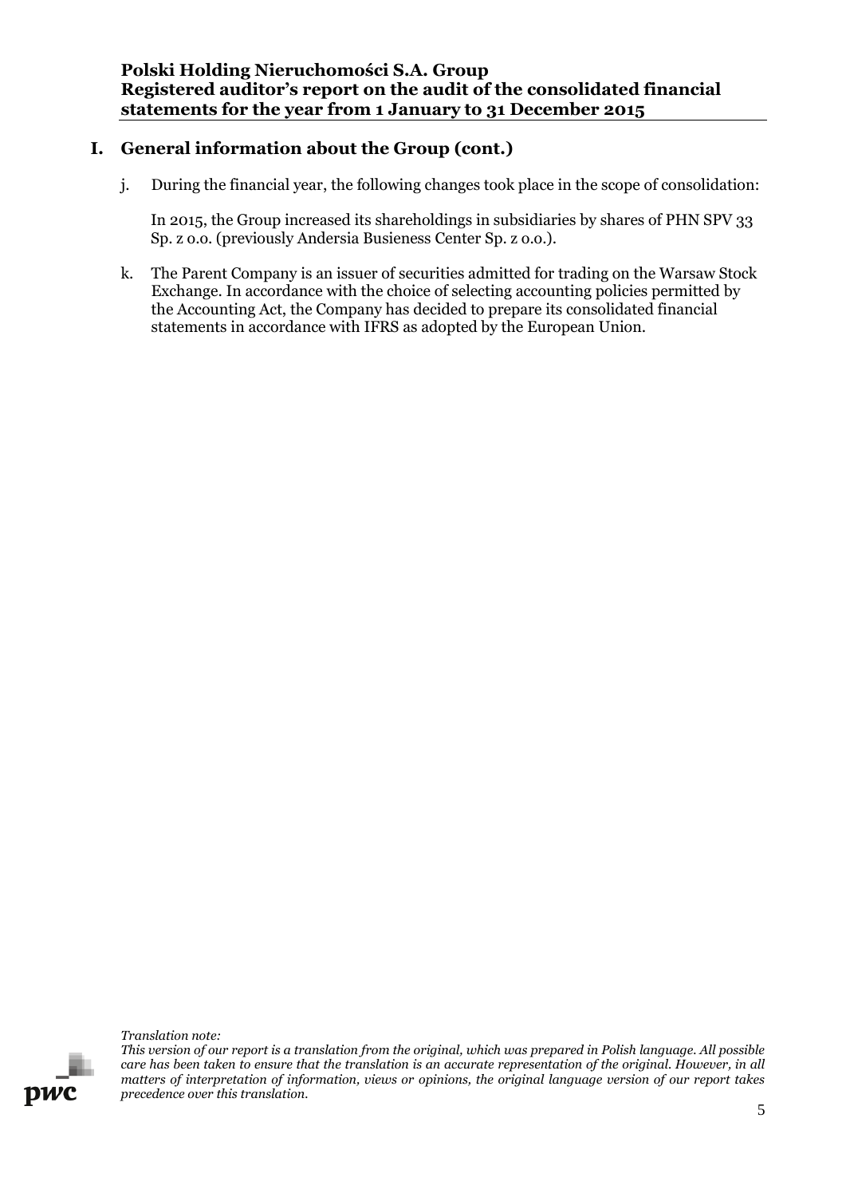## I. General information about the Group (cont.)

j. During the financial year, the following changes took place in the scope of consolidation:

   In 2015, the Group increased its shareholdings in subsidiaries by shares of PHN SPV 33 Sp. z o.o. (previously Andersia Busieness Center Sp. z o.o.).

k. The Parent Company is an issuer of securities admitted for trading on the Warsaw Stock Exchange. In accordance with the choice of selecting accounting policies permitted by the Accounting Act, the Company has decided to prepare its consolidated financial statements in accordance with IFRS as adopted by the European Union.

*Translation note:*
*This version of our report is a translation from the original, which was prepared in Polish language. All possible care has been taken to ensure that the translation is an accurate representation of the original. However, in all matters of interpretation of information, views or opinions, the original language version of our report takes precedence over this translation.*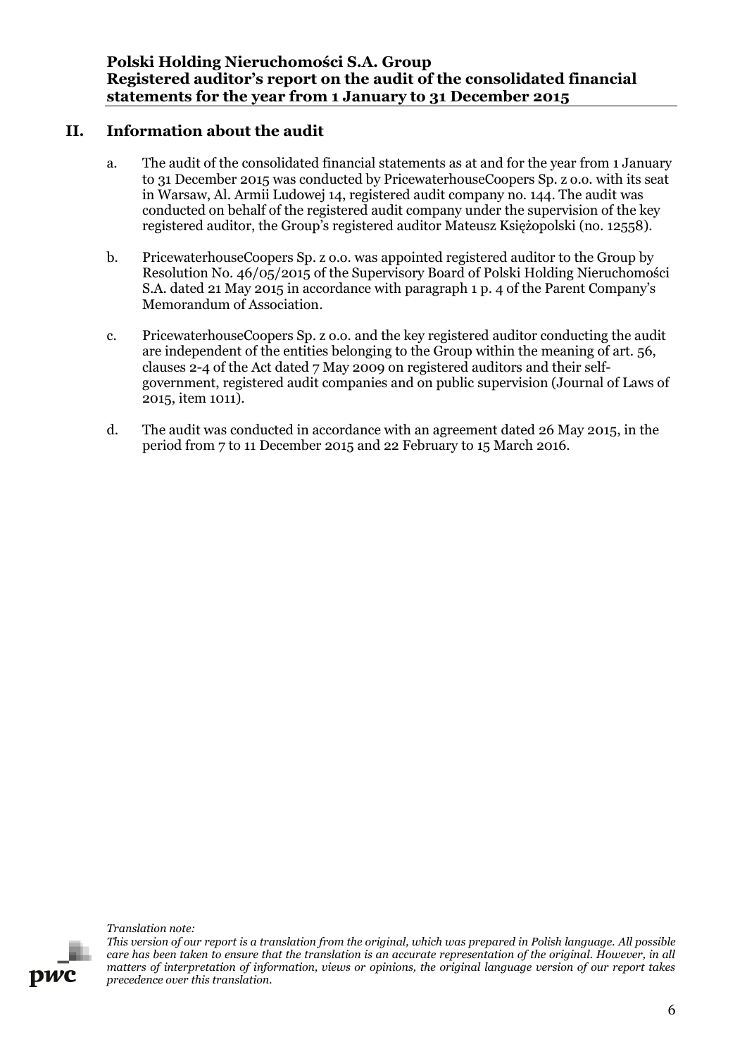## II. Information about the audit

a. The audit of the consolidated financial statements as at and for the year from 1 January to 31 December 2015 was conducted by PricewaterhouseCoopers Sp. z o.o. with its seat in Warsaw, Al. Armii Ludowej 14, registered audit company no. 144. The audit was conducted on behalf of the registered audit company under the supervision of the key registered auditor, the Group's registered auditor Mateusz Księżopolski (no. 12558).

b. PricewaterhouseCoopers Sp. z o.o. was appointed registered auditor to the Group by Resolution No. 46/05/2015 of the Supervisory Board of Polski Holding Nieruchomości S.A. dated 21 May 2015 in accordance with paragraph 1 p. 4 of the Parent Company's Memorandum of Association.

c. PricewaterhouseCoopers Sp. z o.o. and the key registered auditor conducting the audit are independent of the entities belonging to the Group within the meaning of art. 56, clauses 2-4 of the Act dated 7 May 2009 on registered auditors and their self-government, registered audit companies and on public supervision (Journal of Laws of 2015, item 1011).

d. The audit was conducted in accordance with an agreement dated 26 May 2015, in the period from 7 to 11 December 2015 and 22 February to 15 March 2016.

*Translation note:*
*This version of our report is a translation from the original, which was prepared in Polish language. All possible care has been taken to ensure that the translation is an accurate representation of the original. However, in all matters of interpretation of information, views or opinions, the original language version of our report takes precedence over this translation.*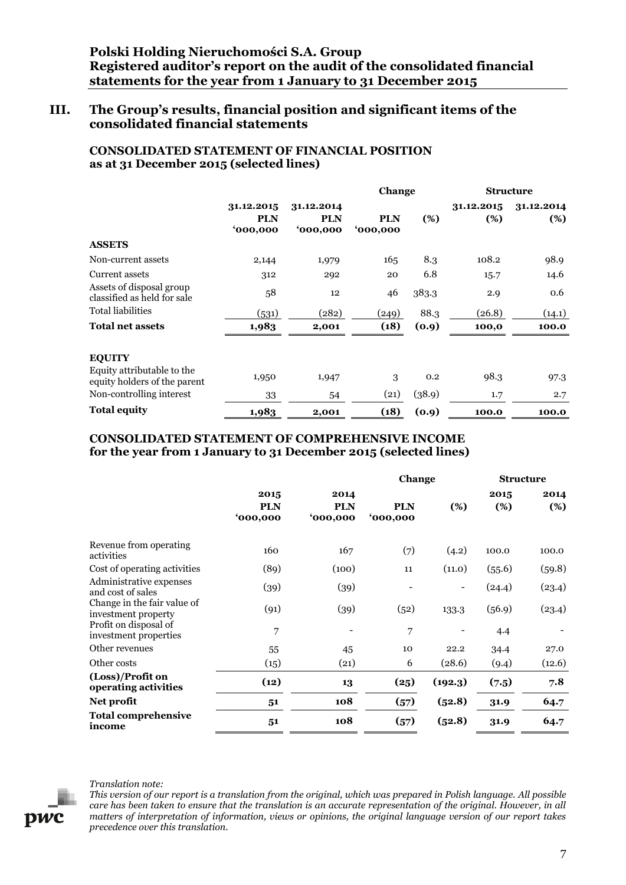## III. The Group's results, financial position and significant items of the consolidated financial statements

### CONSOLIDATED STATEMENT OF FINANCIAL POSITION as at 31 December 2015 (selected lines)

| | 31.12.2015 PLN '000,000 | 31.12.2014 PLN '000,000 | Change PLN '000,000 | Change (%) | Structure 31.12.2015 (%) | Structure 31.12.2014 (%) |
|---|---|---|---|---|---|---|
| **ASSETS** | | | | | | |
| Non-current assets | 2,144 | 1,979 | 165 | 8.3 | 108.2 | 98.9 |
| Current assets | 312 | 292 | 20 | 6.8 | 15.7 | 14.6 |
| Assets of disposal group classified as held for sale | 58 | 12 | 46 | 383.3 | 2.9 | 0.6 |
| Total liabilities | (531) | (282) | (249) | 88.3 | (26.8) | (14.1) |
| **Total net assets** | **1,983** | **2,001** | **(18)** | **(0.9)** | **100,0** | **100.0** |
| **EQUITY** | | | | | | |
| Equity attributable to the equity holders of the parent | 1,950 | 1,947 | 3 | 0.2 | 98.3 | 97.3 |
| Non-controlling interest | 33 | 54 | (21) | (38.9) | 1.7 | 2.7 |
| **Total equity** | **1,983** | **2,001** | **(18)** | **(0.9)** | **100.0** | **100.0** |

### CONSOLIDATED STATEMENT OF COMPREHENSIVE INCOME for the year from 1 January to 31 December 2015 (selected lines)

| | 2015 PLN '000,000 | 2014 PLN '000,000 | Change PLN '000,000 | Change (%) | Structure 2015 (%) | Structure 2014 (%) |
|---|---|---|---|---|---|---|
| Revenue from operating activities | 160 | 167 | (7) | (4.2) | 100.0 | 100.0 |
| Cost of operating activities | (89) | (100) | 11 | (11.0) | (55.6) | (59.8) |
| Administrative expenses and cost of sales | (39) | (39) | - | - | (24.4) | (23.4) |
| Change in the fair value of investment property | (91) | (39) | (52) | 133.3 | (56.9) | (23.4) |
| Profit on disposal of investment properties | 7 | - | 7 | - | 4.4 | - |
| Other revenues | 55 | 45 | 10 | 22.2 | 34.4 | 27.0 |
| Other costs | (15) | (21) | 6 | (28.6) | (9.4) | (12.6) |
| **(Loss)/Profit on operating activities** | **(12)** | **13** | **(25)** | **(192.3)** | **(7.5)** | **7.8** |
| **Net profit** | **51** | **108** | **(57)** | **(52.8)** | **31.9** | **64.7** |
| **Total comprehensive income** | **51** | **108** | **(57)** | **(52.8)** | **31.9** | **64.7** |

*Translation note:*
*This version of our report is a translation from the original, which was prepared in Polish language. All possible care has been taken to ensure that the translation is an accurate representation of the original. However, in all matters of interpretation of information, views or opinions, the original language version of our report takes precedence over this translation.*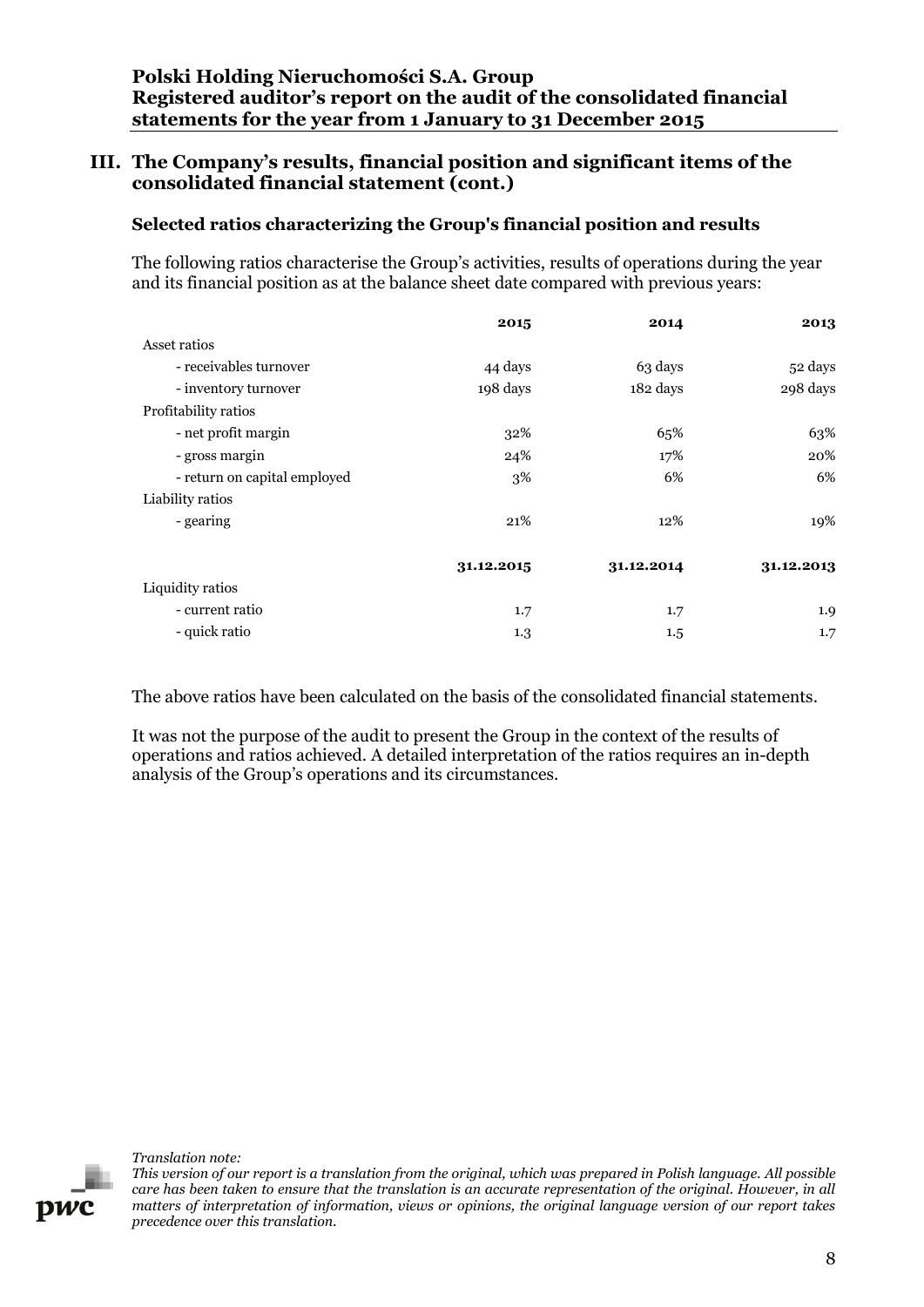## III. The Company's results, financial position and significant items of the consolidated financial statement (cont.)

### Selected ratios characterizing the Group's financial position and results

The following ratios characterise the Group's activities, results of operations during the year and its financial position as at the balance sheet date compared with previous years:

| | **2015** | **2014** | **2013** |
|---|---|---|---|
| Asset ratios | | | |
| - receivables turnover | 44 days | 63 days | 52 days |
| - inventory turnover | 198 days | 182 days | 298 days |
| Profitability ratios | | | |
| - net profit margin | 32% | 65% | 63% |
| - gross margin | 24% | 17% | 20% |
| - return on capital employed | 3% | 6% | 6% |
| Liability ratios | | | |
| - gearing | 21% | 12% | 19% |
| | **31.12.2015** | **31.12.2014** | **31.12.2013** |
| Liquidity ratios | | | |
| - current ratio | 1.7 | 1.7 | 1.9 |
| - quick ratio | 1.3 | 1.5 | 1.7 |

The above ratios have been calculated on the basis of the consolidated financial statements.

It was not the purpose of the audit to present the Group in the context of the results of operations and ratios achieved. A detailed interpretation of the ratios requires an in-depth analysis of the Group's operations and its circumstances.

*Translation note:*
*This version of our report is a translation from the original, which was prepared in Polish language. All possible care has been taken to ensure that the translation is an accurate representation of the original. However, in all matters of interpretation of information, views or opinions, the original language version of our report takes precedence over this translation.*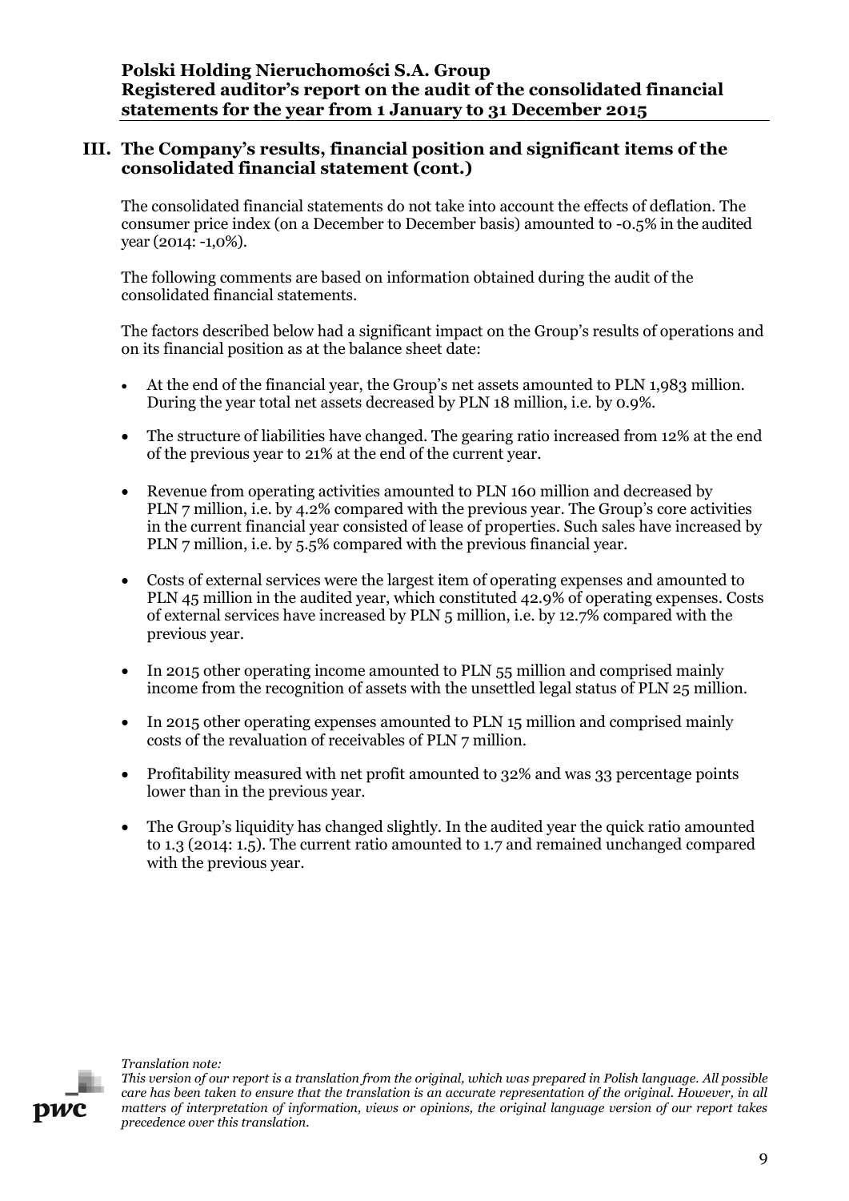## III. The Company's results, financial position and significant items of the consolidated financial statement (cont.)

The consolidated financial statements do not take into account the effects of deflation. The consumer price index (on a December to December basis) amounted to -0.5% in the audited year (2014: -1,0%).

The following comments are based on information obtained during the audit of the consolidated financial statements.

The factors described below had a significant impact on the Group's results of operations and on its financial position as at the balance sheet date:

- At the end of the financial year, the Group's net assets amounted to PLN 1,983 million. During the year total net assets decreased by PLN 18 million, i.e. by 0.9%.
- The structure of liabilities have changed. The gearing ratio increased from 12% at the end of the previous year to 21% at the end of the current year.
- Revenue from operating activities amounted to PLN 160 million and decreased by PLN 7 million, i.e. by 4.2% compared with the previous year. The Group's core activities in the current financial year consisted of lease of properties. Such sales have increased by PLN 7 million, i.e. by 5.5% compared with the previous financial year.
- Costs of external services were the largest item of operating expenses and amounted to PLN 45 million in the audited year, which constituted 42.9% of operating expenses. Costs of external services have increased by PLN 5 million, i.e. by 12.7% compared with the previous year.
- In 2015 other operating income amounted to PLN 55 million and comprised mainly income from the recognition of assets with the unsettled legal status of PLN 25 million.
- In 2015 other operating expenses amounted to PLN 15 million and comprised mainly costs of the revaluation of receivables of PLN 7 million.
- Profitability measured with net profit amounted to 32% and was 33 percentage points lower than in the previous year.
- The Group's liquidity has changed slightly. In the audited year the quick ratio amounted to 1.3 (2014: 1.5). The current ratio amounted to 1.7 and remained unchanged compared with the previous year.

*Translation note:*
*This version of our report is a translation from the original, which was prepared in Polish language. All possible care has been taken to ensure that the translation is an accurate representation of the original. However, in all matters of interpretation of information, views or opinions, the original language version of our report takes precedence over this translation.*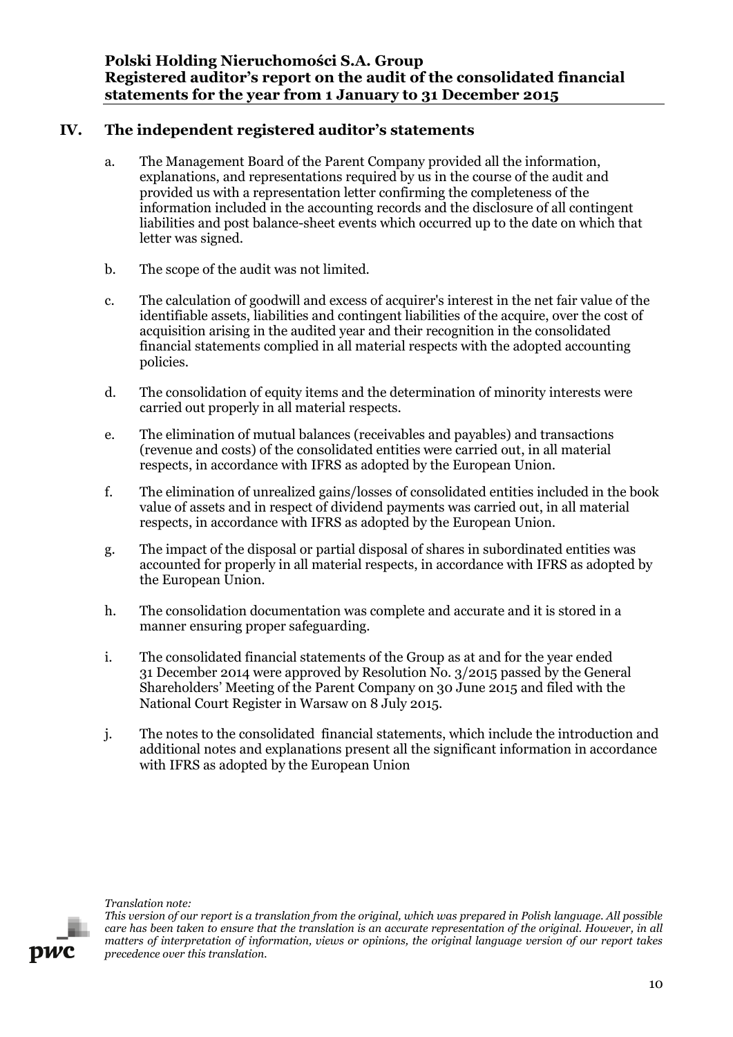## IV. The independent registered auditor's statements

a. The Management Board of the Parent Company provided all the information, explanations, and representations required by us in the course of the audit and provided us with a representation letter confirming the completeness of the information included in the accounting records and the disclosure of all contingent liabilities and post balance-sheet events which occurred up to the date on which that letter was signed.

b. The scope of the audit was not limited.

c. The calculation of goodwill and excess of acquirer's interest in the net fair value of the identifiable assets, liabilities and contingent liabilities of the acquire, over the cost of acquisition arising in the audited year and their recognition in the consolidated financial statements complied in all material respects with the adopted accounting policies.

d. The consolidation of equity items and the determination of minority interests were carried out properly in all material respects.

e. The elimination of mutual balances (receivables and payables) and transactions (revenue and costs) of the consolidated entities were carried out, in all material respects, in accordance with IFRS as adopted by the European Union.

f. The elimination of unrealized gains/losses of consolidated entities included in the book value of assets and in respect of dividend payments was carried out, in all material respects, in accordance with IFRS as adopted by the European Union.

g. The impact of the disposal or partial disposal of shares in subordinated entities was accounted for properly in all material respects, in accordance with IFRS as adopted by the European Union.

h. The consolidation documentation was complete and accurate and it is stored in a manner ensuring proper safeguarding.

i. The consolidated financial statements of the Group as at and for the year ended 31 December 2014 were approved by Resolution No. 3/2015 passed by the General Shareholders' Meeting of the Parent Company on 30 June 2015 and filed with the National Court Register in Warsaw on 8 July 2015.

j. The notes to the consolidated financial statements, which include the introduction and additional notes and explanations present all the significant information in accordance with IFRS as adopted by the European Union

*Translation note:*
*This version of our report is a translation from the original, which was prepared in Polish language. All possible care has been taken to ensure that the translation is an accurate representation of the original. However, in all matters of interpretation of information, views or opinions, the original language version of our report takes precedence over this translation.*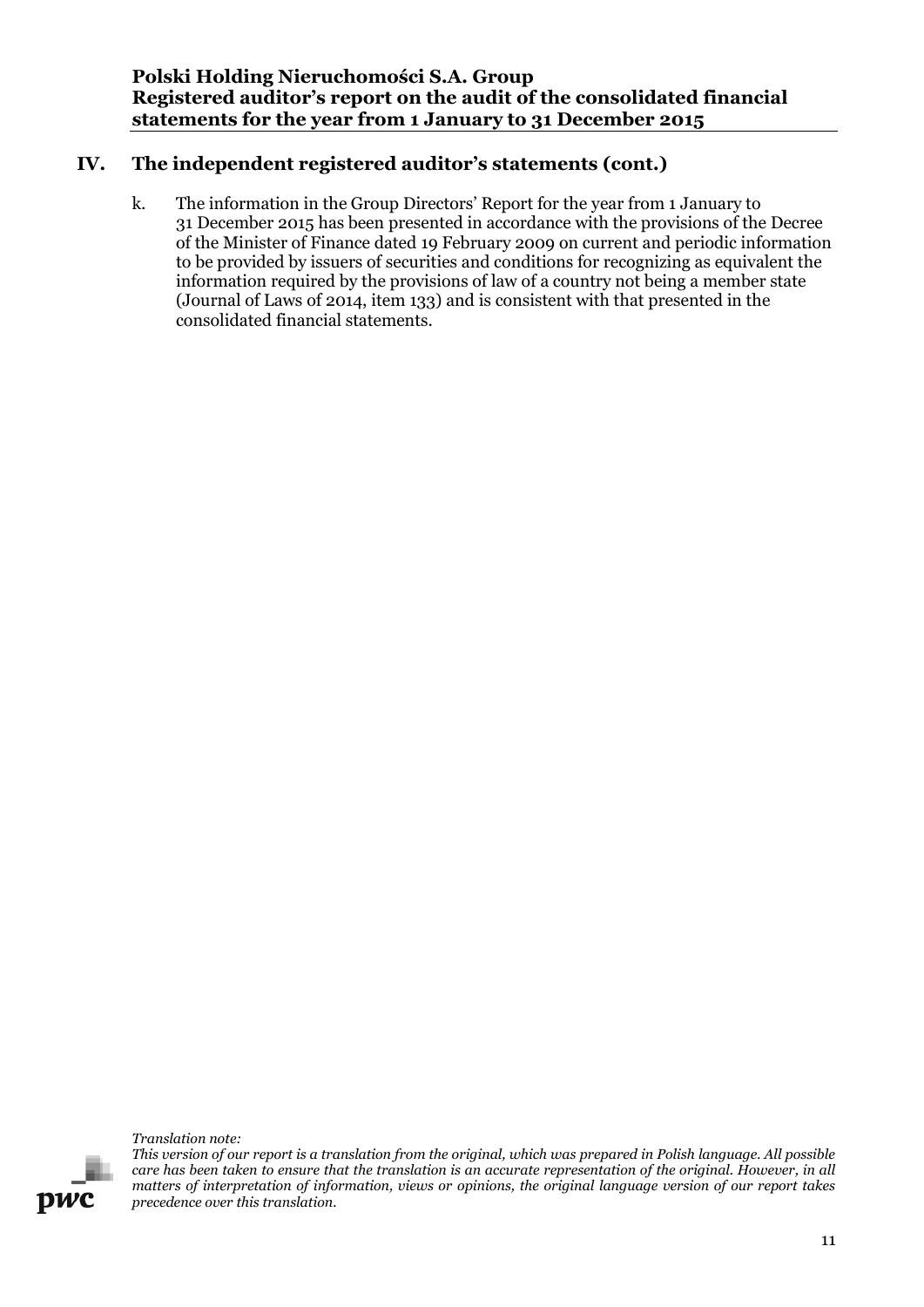## IV. The independent registered auditor's statements (cont.)

k. The information in the Group Directors' Report for the year from 1 January to 31 December 2015 has been presented in accordance with the provisions of the Decree of the Minister of Finance dated 19 February 2009 on current and periodic information to be provided by issuers of securities and conditions for recognizing as equivalent the information required by the provisions of law of a country not being a member state (Journal of Laws of 2014, item 133) and is consistent with that presented in the consolidated financial statements.

*Translation note:*
*This version of our report is a translation from the original, which was prepared in Polish language. All possible care has been taken to ensure that the translation is an accurate representation of the original. However, in all matters of interpretation of information, views or opinions, the original language version of our report takes precedence over this translation.*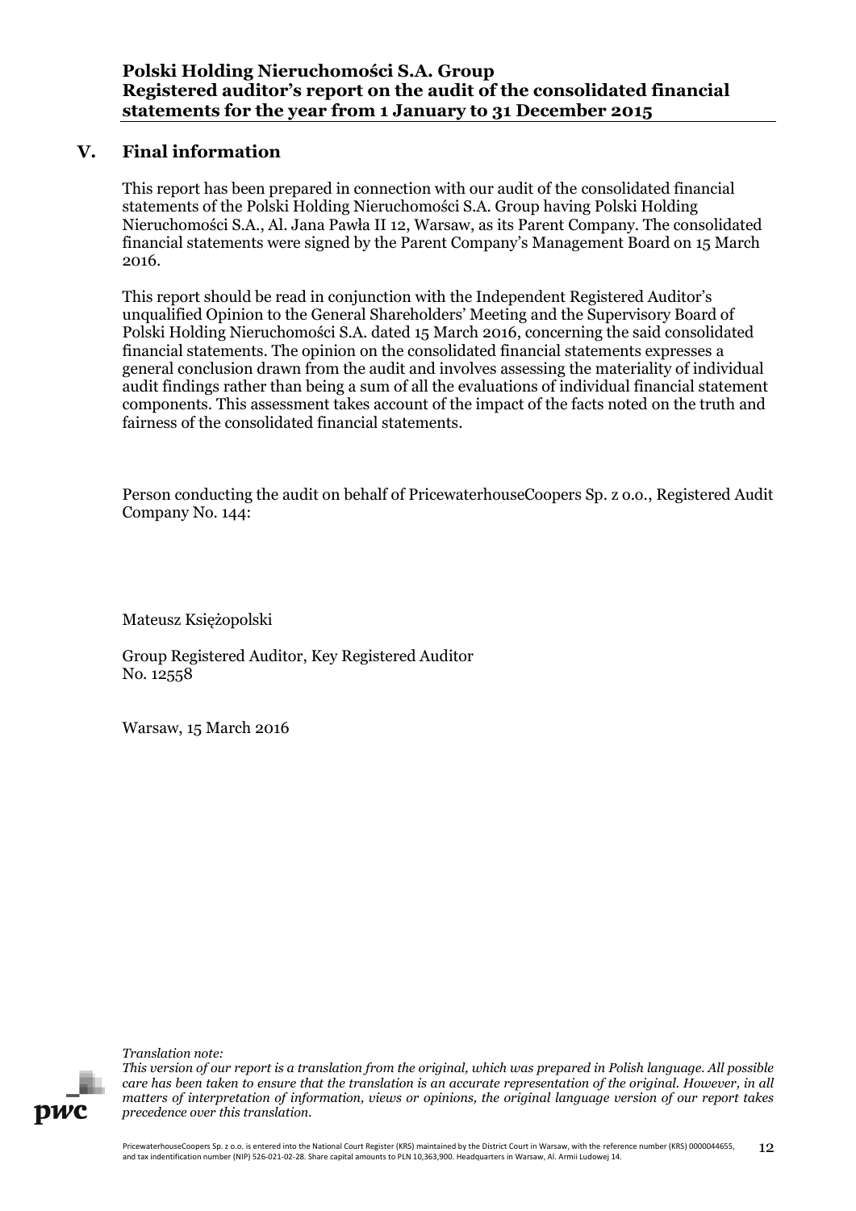## V. Final information

This report has been prepared in connection with our audit of the consolidated financial statements of the Polski Holding Nieruchomości S.A. Group having Polski Holding Nieruchomości S.A., Al. Jana Pawła II 12, Warsaw, as its Parent Company. The consolidated financial statements were signed by the Parent Company's Management Board on 15 March 2016.

This report should be read in conjunction with the Independent Registered Auditor's unqualified Opinion to the General Shareholders' Meeting and the Supervisory Board of Polski Holding Nieruchomości S.A. dated 15 March 2016, concerning the said consolidated financial statements. The opinion on the consolidated financial statements expresses a general conclusion drawn from the audit and involves assessing the materiality of individual audit findings rather than being a sum of all the evaluations of individual financial statement components. This assessment takes account of the impact of the facts noted on the truth and fairness of the consolidated financial statements.

Person conducting the audit on behalf of PricewaterhouseCoopers Sp. z o.o., Registered Audit Company No. 144:

Mateusz Księżopolski

Group Registered Auditor, Key Registered Auditor
No. 12558

Warsaw, 15 March 2016

*Translation note:*
*This version of our report is a translation from the original, which was prepared in Polish language. All possible care has been taken to ensure that the translation is an accurate representation of the original. However, in all matters of interpretation of information, views or opinions, the original language version of our report takes precedence over this translation.*